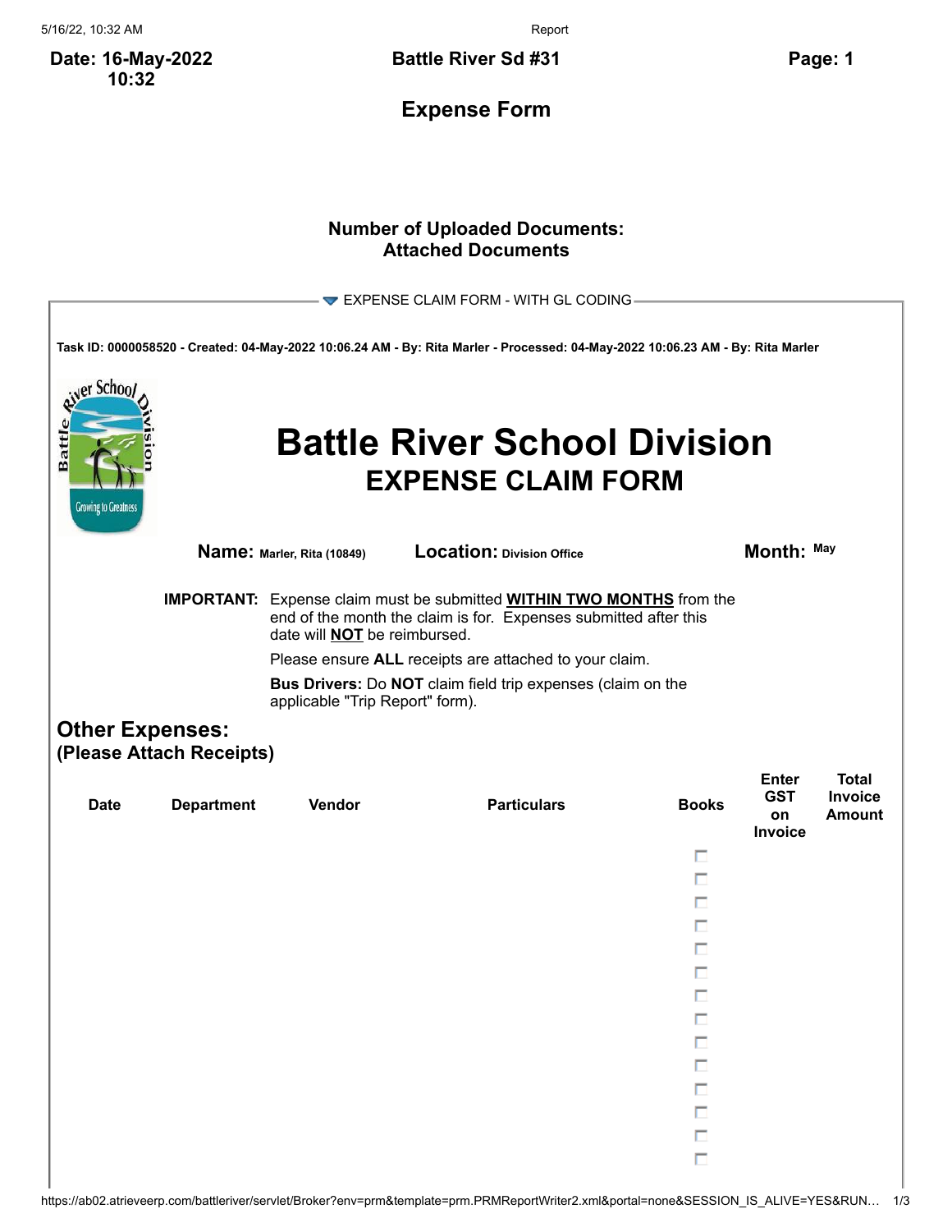**Date: 16-May-2022 10:32** | **Battle River Sd #31** | **Page: 1**

## Expense Form

**Number of Uploaded Documents:**
**Attached Documents**

EXPENSE CLAIM FORM - WITH GL CODING

**Task ID: 0000058520 - Created: 04-May-2022 10:06.24 AM - By: Rita Marler - Processed: 04-May-2022 10:06.23 AM - By: Rita Marler**

# Battle River School Division
## EXPENSE CLAIM FORM

**Name:** Marler, Rita (10849) **Location:** Division Office **Month:** May

**IMPORTANT:** Expense claim must be submitted **WITHIN TWO MONTHS** from the end of the month the claim is for. Expenses submitted after this date will **NOT** be reimbursed.

Please ensure **ALL** receipts are attached to your claim.

**Bus Drivers:** Do **NOT** claim field trip expenses (claim on the applicable "Trip Report" form).

### Other Expenses:
**(Please Attach Receipts)**

| Date | Department | Vendor | Particulars | Books | Enter GST on Invoice | Total Invoice Amount |
|---|---|---|---|---|---|---|
| | | | | ☐ | | |
| | | | | ☐ | | |
| | | | | ☐ | | |
| | | | | ☐ | | |
| | | | | ☐ | | |
| | | | | ☐ | | |
| | | | | ☐ | | |
| | | | | ☐ | | |
| | | | | ☐ | | |
| | | | | ☐ | | |
| | | | | ☐ | | |
| | | | | ☐ | | |
| | | | | ☐ | | |
| | | | | ☐ | | |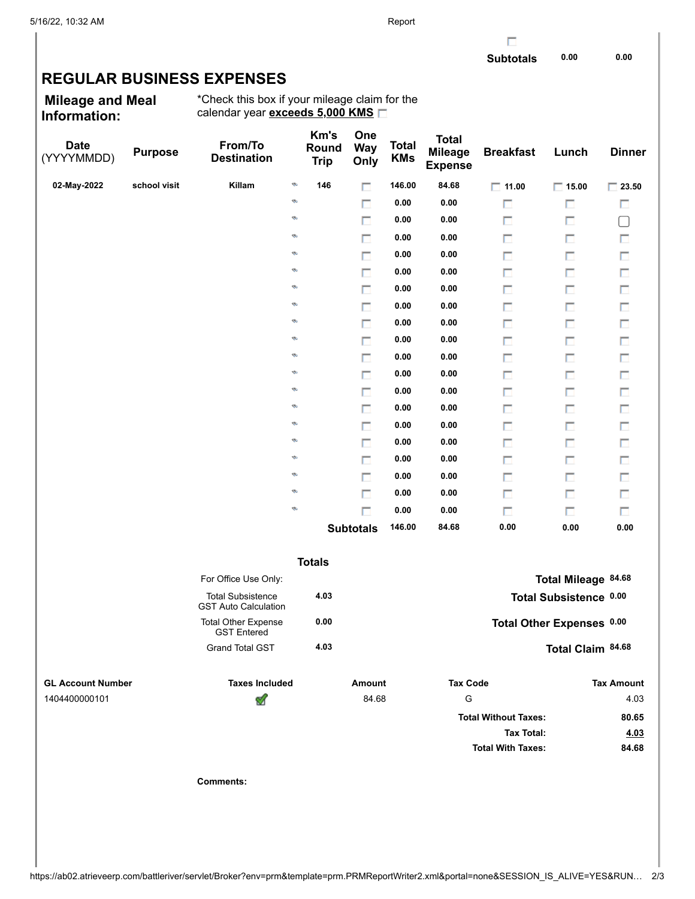| | | | |
|---|---|---|---|
| | **Subtotals** | **0.00** | **0.00** |

# REGULAR BUSINESS EXPENSES

**Mileage and Meal Information:**

*Check this box if your mileage claim for the calendar year **exceeds 5,000 KMS** ☐

| Date (YYYYMMDD) | Purpose | From/To Destination | | Km's Round Trip | One Way Only | Total KMs | Total Mileage Expense | Breakfast | Lunch | Dinner |
|---|---|---|---|---|---|---|---|---|---|---|
| **02-May-2022** | **school visit** | **Killam** | | **146** | ☐ | **146.00** | **84.68** | ☐ **11.00** | ☐ **15.00** | ☐ **23.50** |
| | | | | | ☐ | **0.00** | **0.00** | ☐ | ☐ | ☐ |
| | | | | | ☐ | **0.00** | **0.00** | ☐ | ☐ | ☐ |
| | | | | | ☐ | **0.00** | **0.00** | ☐ | ☐ | ☐ |
| | | | | | ☐ | **0.00** | **0.00** | ☐ | ☐ | ☐ |
| | | | | | ☐ | **0.00** | **0.00** | ☐ | ☐ | ☐ |
| | | | | | ☐ | **0.00** | **0.00** | ☐ | ☐ | ☐ |
| | | | | | ☐ | **0.00** | **0.00** | ☐ | ☐ | ☐ |
| | | | | | ☐ | **0.00** | **0.00** | ☐ | ☐ | ☐ |
| | | | | | ☐ | **0.00** | **0.00** | ☐ | ☐ | ☐ |
| | | | | | ☐ | **0.00** | **0.00** | ☐ | ☐ | ☐ |
| | | | | | ☐ | **0.00** | **0.00** | ☐ | ☐ | ☐ |
| | | | | | ☐ | **0.00** | **0.00** | ☐ | ☐ | ☐ |
| | | | | | ☐ | **0.00** | **0.00** | ☐ | ☐ | ☐ |
| | | | | | ☐ | **0.00** | **0.00** | ☐ | ☐ | ☐ |
| | | | | | ☐ | **0.00** | **0.00** | ☐ | ☐ | ☐ |
| | | | | | ☐ | **0.00** | **0.00** | ☐ | ☐ | ☐ |
| | | | | | ☐ | **0.00** | **0.00** | ☐ | ☐ | ☐ |
| | | | | | ☐ | **0.00** | **0.00** | ☐ | ☐ | ☐ |
| | | | | | ☐ | **0.00** | **0.00** | ☐ | ☐ | ☐ |
| | | | | | **Subtotals** | **146.00** | **84.68** | **0.00** | **0.00** | **0.00** |

**Totals**

| For Office Use Only: | | | |
|---|---|---|---|
| Total Subsistence GST Auto Calculation | **4.03** | **Total Mileage** | **84.68** |
| Total Other Expense GST Entered | **0.00** | **Total Subsistence** | **0.00** |
| Grand Total GST | **4.03** | **Total Other Expenses** | **0.00** |
| | | **Total Claim** | **84.68** |

| GL Account Number | Taxes Included | Amount | Tax Code | Tax Amount |
|---|---|---|---|---|
| 1404400000101 | ✔ | 84.68 | G | 4.03 |
| | | | **Total Without Taxes:** | **80.65** |
| | | | **Tax Total:** | **4.03** |
| | | | **Total With Taxes:** | **84.68** |

**Comments:**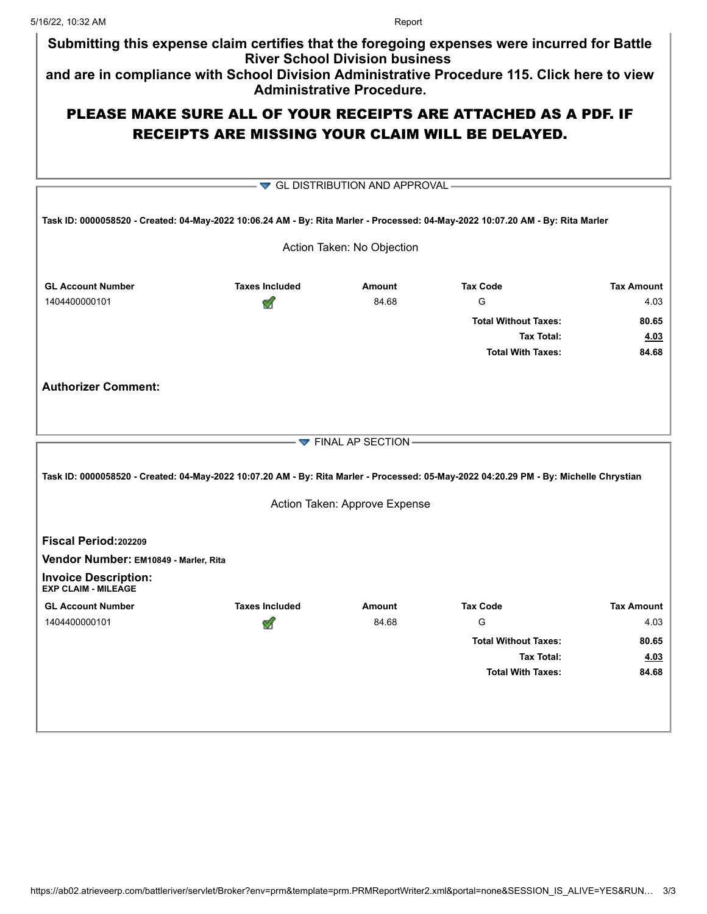**Submitting this expense claim certifies that the foregoing expenses were incurred for Battle River School Division business and are in compliance with School Division Administrative Procedure 115. Click here to view Administrative Procedure.**

## PLEASE MAKE SURE ALL OF YOUR RECEIPTS ARE ATTACHED AS A PDF. IF RECEIPTS ARE MISSING YOUR CLAIM WILL BE DELAYED.

### GL DISTRIBUTION AND APPROVAL

**Task ID: 0000058520 - Created: 04-May-2022 10:06.24 AM - By: Rita Marler - Processed: 04-May-2022 10:07.20 AM - By: Rita Marler**

Action Taken: No Objection

| GL Account Number | Taxes Included | Amount | Tax Code | Tax Amount |
|---|---|---|---|---|
| 1404400000101 | ✓ | 84.68 | G | 4.03 |
| | | | **Total Without Taxes:** | **80.65** |
| | | | **Tax Total:** | **4.03** |
| | | | **Total With Taxes:** | **84.68** |

**Authorizer Comment:**

### FINAL AP SECTION

**Task ID: 0000058520 - Created: 04-May-2022 10:07.20 AM - By: Rita Marler - Processed: 05-May-2022 04:20.29 PM - By: Michelle Chrystian**

Action Taken: Approve Expense

**Fiscal Period: 202209**

**Vendor Number: EM10849 - Marler, Rita**

**Invoice Description:**
**EXP CLAIM - MILEAGE**

| GL Account Number | Taxes Included | Amount | Tax Code | Tax Amount |
|---|---|---|---|---|
| 1404400000101 | ✓ | 84.68 | G | 4.03 |
| | | | **Total Without Taxes:** | **80.65** |
| | | | **Tax Total:** | **4.03** |
| | | | **Total With Taxes:** | **84.68** |